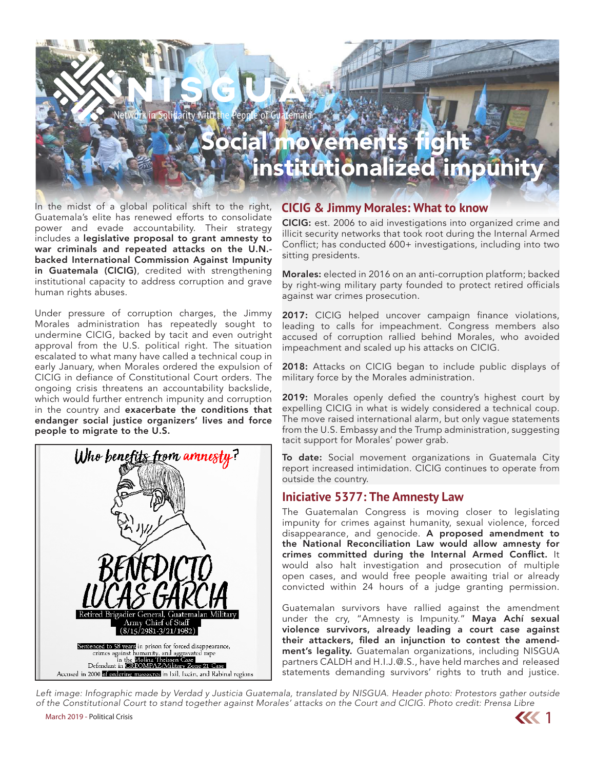# NISGUA

Network in Solidarity with the People of Guatemala

# Social movements fight institutionalized impunity

In the midst of a global political shift to the right, Guatemala's elite has renewed efforts to consolidate power and evade accountability. Their strategy includes a **legislative proposal to grant amnesty to war criminals and repeated attacks on the U.N.-backed International Commission Against Impunity in Guatemala (CICIG)**, credited with strengthening institutional capacity to address corruption and grave human rights abuses.

Under pressure of corruption charges, the Jimmy Morales administration has repeatedly sought to undermine CICIG, backed by tacit and even outright approval from the U.S. political right. The situation escalated to what many have called a technical coup in early January, when Morales ordered the expulsion of CICIG in defiance of Constitutional Court orders. The ongoing crisis threatens an accountability backslide, which would further entrench impunity and corruption in the country and **exacerbate the conditions that endanger social justice organizers' lives and force people to migrate to the U.S.**

Who benefits from amnesty?

BENEDICTO LUCAS GARCIA

Retired Brigadier General, Guatemalan Military Army Chief of Staff (8/15/2981-3/21/1982)

Sentenced to 58 years in prison for forced disappearance, crimes against humanity, and aggravated rape in the Molina Theissen Case

Defendant in CREOMPAZ/Military Zone 21 Case

Accused in 2000 of ordering massacres in Ixil, Ixcán, and Rabinal regions

## CICIG & Jimmy Morales: What to know

**CICIG:** est. 2006 to aid investigations into organized crime and illicit security networks that took root during the Internal Armed Conflict; has conducted 600+ investigations, including into two sitting presidents.

**Morales:** elected in 2016 on an anti-corruption platform; backed by right-wing military party founded to protect retired officials against war crimes prosecution.

**2017:** CICIG helped uncover campaign finance violations, leading to calls for impeachment. Congress members also accused of corruption rallied behind Morales, who avoided impeachment and scaled up his attacks on CICIG.

**2018:** Attacks on CICIG began to include public displays of military force by the Morales administration.

**2019:** Morales openly defied the country's highest court by expelling CICIG in what is widely considered a technical coup. The move raised international alarm, but only vague statements from the U.S. Embassy and the Trump administration, suggesting tacit support for Morales' power grab.

**To date:** Social movement organizations in Guatemala City report increased intimidation. CICIG continues to operate from outside the country.

## Iniciative 5377: The Amnesty Law

The Guatemalan Congress is moving closer to legislating impunity for crimes against humanity, sexual violence, forced disappearance, and genocide. **A proposed amendment to the National Reconciliation Law would allow amnesty for crimes committed during the Internal Armed Conflict.** It would also halt investigation and prosecution of multiple open cases, and would free people awaiting trial or already convicted within 24 hours of a judge granting permission.

Guatemalan survivors have rallied against the amendment under the cry, "Amnesty is Impunity." **Maya Achí sexual violence survivors, already leading a court case against their attackers, filed an injunction to contest the amendment's legality.** Guatemalan organizations, including NISGUA partners CALDH and H.I.J.@.S., have held marches and released statements demanding survivors' rights to truth and justice.

*Left image: Infographic made by Verdad y Justicia Guatemala, translated by NISGUA. Header photo: Protestors gather outside of the Constitutional Court to stand together against Morales' attacks on the Court and CICIG. Photo credit: Prensa Libre*

March 2019 - Political Crisis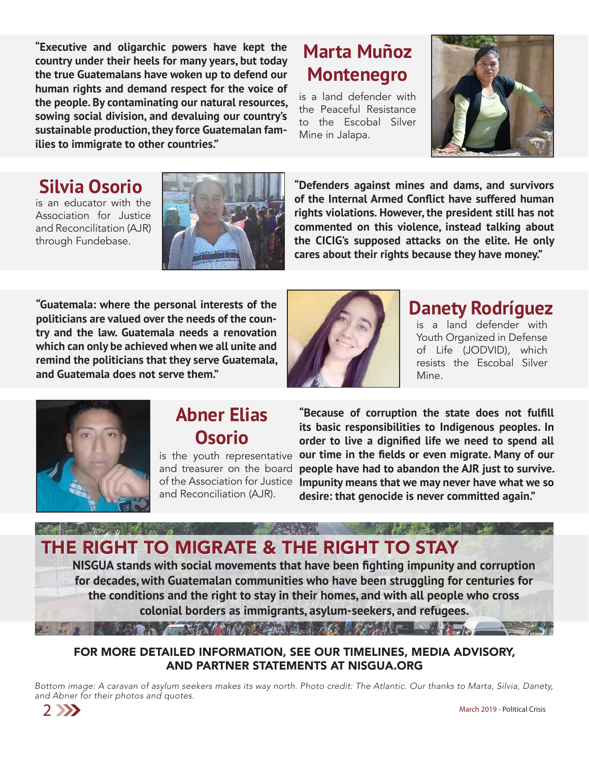## Marta Muñoz Montenegro

is a land defender with the Peaceful Resistance to the Escobal Silver Mine in Jalapa.

**"Executive and oligarchic powers have kept the country under their heels for many years, but today the true Guatemalans have woken up to defend our human rights and demand respect for the voice of the people. By contaminating our natural resources, sowing social division, and devaluing our country's sustainable production, they force Guatemalan families to immigrate to other countries."**

## Silvia Osorio

is an educator with the Association for Justice and Reconciliation (AJR) through Fundebase.

**"Defenders against mines and dams, and survivors of the Internal Armed Conflict have suffered human rights violations. However, the president still has not commented on this violence, instead talking about the CICIG's supposed attacks on the elite. He only cares about their rights because they have money."**

## Danety Rodríguez

is a land defender with Youth Organized in Defense of Life (JODVID), which resists the Escobal Silver Mine.

**"Guatemala: where the personal interests of the politicians are valued over the needs of the country and the law. Guatemala needs a renovation which can only be achieved when we all unite and remind the politicians that they serve Guatemala, and Guatemala does not serve them."**

## Abner Elias Osorio

is the youth representative and treasurer on the board of the Association for Justice and Reconciliation (AJR).

**"Because of corruption the state does not fulfill its basic responsibilities to Indigenous peoples. In order to live a dignified life we need to spend all our time in the fields or even migrate. Many of our people have had to abandon the AJR just to survive. Impunity means that we may never have what we so desire: that genocide is never committed again."**

## THE RIGHT TO MIGRATE & THE RIGHT TO STAY

**NISGUA stands with social movements that have been fighting impunity and corruption for decades, with Guatemalan communities who have been struggling for centuries for the conditions and the right to stay in their homes, and with all people who cross colonial borders as immigrants, asylum-seekers, and refugees.**

FOR MORE DETAILED INFORMATION, SEE OUR TIMELINES, MEDIA ADVISORY, AND PARTNER STATEMENTS AT NISGUA.ORG

*Bottom image: A caravan of asylum seekers makes its way north. Photo credit: The Atlantic. Our thanks to Marta, Silvia, Danety, and Abner for their photos and quotes.*